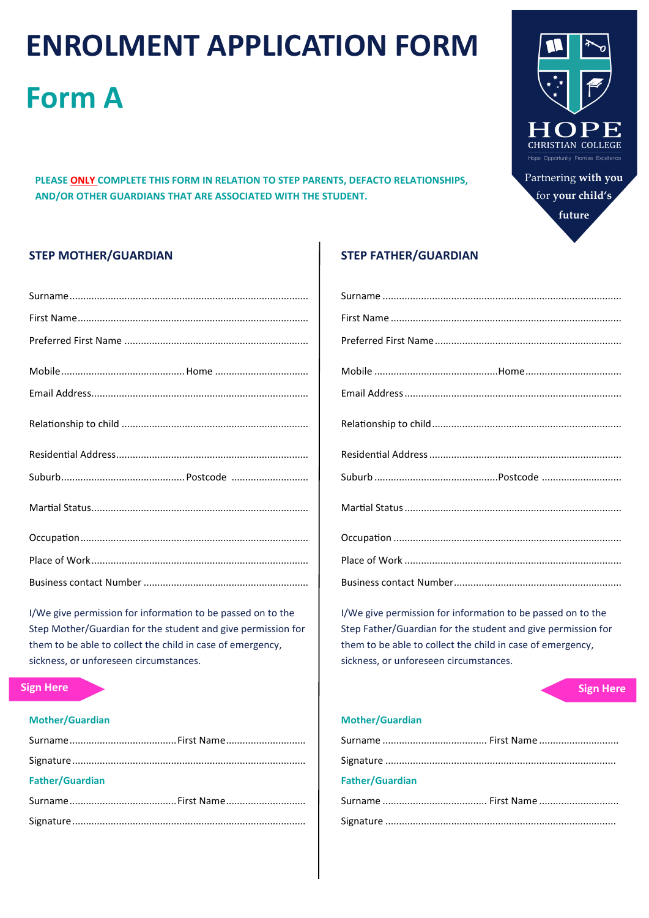# ENROLMENT APPLICATION FORM

## Form A

HOPE CHRISTIAN COLLEGE

Hope Opportunity Promise Excellence

Partnering with you for your child's future

**PLEASE ONLY COMPLETE THIS FORM IN RELATION TO STEP PARENTS, DEFACTO RELATIONSHIPS, AND/OR OTHER GUARDIANS THAT ARE ASSOCIATED WITH THE STUDENT.**

### STEP MOTHER/GUARDIAN

Surname........................................................................................

First Name.....................................................................................

Preferred First Name ....................................................................

Mobile.............................................. Home ...................................

Email Address................................................................................

Relationship to child .....................................................................

Residential Address.......................................................................

Suburb............................................. Postcode ............................

Martial Status.................................................................................

Occupation....................................................................................

Place of Work................................................................................

Business contact Number .............................................................

I/We give permission for information to be passed on to the Step Mother/Guardian for the student and give permission for them to be able to collect the child in case of emergency, sickness, or unforeseen circumstances.

**Sign Here**

**Mother/Guardian**

Surname........................................ First Name.............................

Signature........................................................................................

**Father/Guardian**

Surname........................................ First Name.............................

Signature........................................................................................

### STEP FATHER/GUARDIAN

Surname ........................................................................................

First Name .....................................................................................

Preferred First Name.....................................................................

Mobile .............................................Home....................................

Email Address ...............................................................................

Relationship to child......................................................................

Residential Address ......................................................................

Suburb .............................................Postcode .............................

Martial Status ...............................................................................

Occupation ...................................................................................

Place of Work ...............................................................................

Business contact Number.............................................................

I/We give permission for information to be passed on to the Step Father/Guardian for the student and give permission for them to be able to collect the child in case of emergency, sickness, or unforeseen circumstances.

**Sign Here**

**Mother/Guardian**

Surname ...................................... First Name .............................

Signature .......................................................................................

**Father/Guardian**

Surname ...................................... First Name .............................

Signature .......................................................................................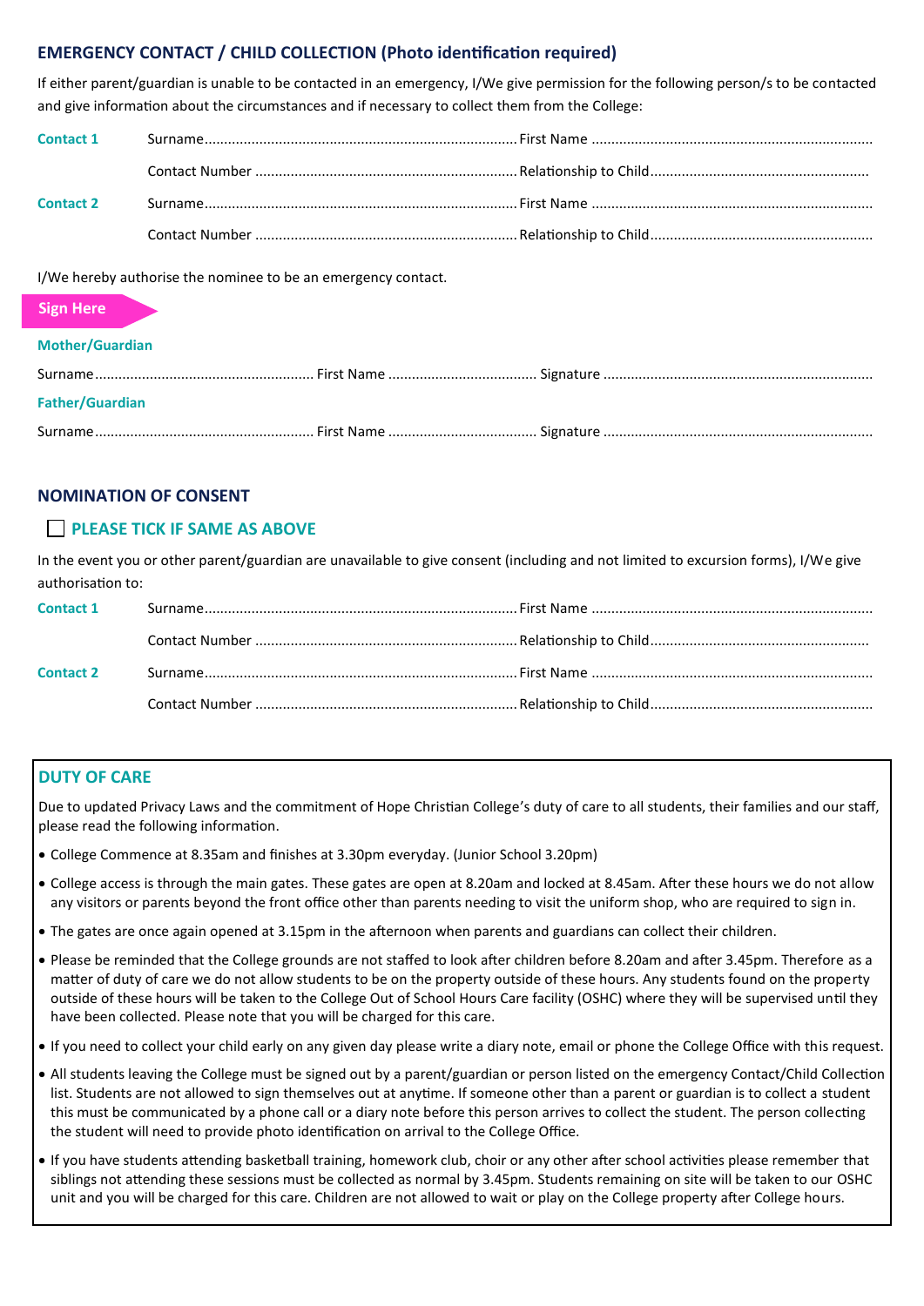## EMERGENCY CONTACT / CHILD COLLECTION (Photo identification required)

If either parent/guardian is unable to be contacted in an emergency, I/We give permission for the following person/s to be contacted and give information about the circumstances and if necessary to collect them from the College:

**Contact 1** Surname................................................................................ First Name ........................................................................

Contact Number .................................................................. Relationship to Child.......................................................

**Contact 2** Surname................................................................................ First Name ........................................................................

Contact Number .................................................................. Relationship to Child.........................................................

I/We hereby authorise the nominee to be an emergency contact.

**Sign Here**

**Mother/Guardian**

Surname........................................................ First Name ...................................... Signature .....................................................................

**Father/Guardian**

Surname........................................................ First Name ...................................... Signature .....................................................................

## NOMINATION OF CONSENT

☐ **PLEASE TICK IF SAME AS ABOVE**

In the event you or other parent/guardian are unavailable to give consent (including and not limited to excursion forms), I/We give authorisation to:

**Contact 1** Surname................................................................................ First Name ........................................................................

Contact Number .................................................................. Relationship to Child.......................................................

**Contact 2** Surname................................................................................ First Name ........................................................................

Contact Number .................................................................. Relationship to Child.........................................................

## DUTY OF CARE

Due to updated Privacy Laws and the commitment of Hope Christian College's duty of care to all students, their families and our staff, please read the following information.

- College Commence at 8.35am and finishes at 3.30pm everyday. (Junior School 3.20pm)
- College access is through the main gates. These gates are open at 8.20am and locked at 8.45am. After these hours we do not allow any visitors or parents beyond the front office other than parents needing to visit the uniform shop, who are required to sign in.
- The gates are once again opened at 3.15pm in the afternoon when parents and guardians can collect their children.
- Please be reminded that the College grounds are not staffed to look after children before 8.20am and after 3.45pm. Therefore as a matter of duty of care we do not allow students to be on the property outside of these hours. Any students found on the property outside of these hours will be taken to the College Out of School Hours Care facility (OSHC) where they will be supervised until they have been collected. Please note that you will be charged for this care.
- If you need to collect your child early on any given day please write a diary note, email or phone the College Office with this request.
- All students leaving the College must be signed out by a parent/guardian or person listed on the emergency Contact/Child Collection list. Students are not allowed to sign themselves out at anytime. If someone other than a parent or guardian is to collect a student this must be communicated by a phone call or a diary note before this person arrives to collect the student. The person collecting the student will need to provide photo identification on arrival to the College Office.
- If you have students attending basketball training, homework club, choir or any other after school activities please remember that siblings not attending these sessions must be collected as normal by 3.45pm. Students remaining on site will be taken to our OSHC unit and you will be charged for this care. Children are not allowed to wait or play on the College property after College hours.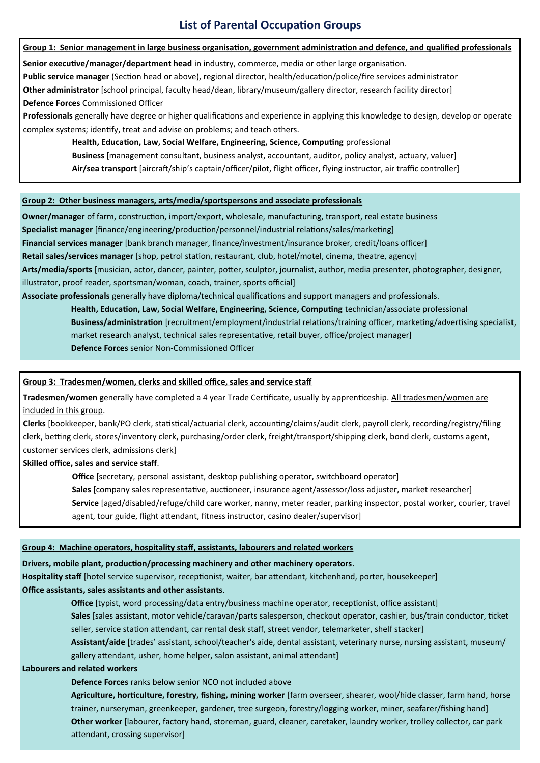# List of Parental Occupation Groups

## Group 1: Senior management in large business organisation, government administration and defence, and qualified professionals

**Senior executive/manager/department head** in industry, commerce, media or other large organisation.

**Public service manager** (Section head or above), regional director, health/education/police/fire services administrator

**Other administrator** [school principal, faculty head/dean, library/museum/gallery director, research facility director]

**Defence Forces** Commissioned Officer

**Professionals** generally have degree or higher qualifications and experience in applying this knowledge to design, develop or operate complex systems; identify, treat and advise on problems; and teach others.

- **Health, Education, Law, Social Welfare, Engineering, Science, Computing** professional
- **Business** [management consultant, business analyst, accountant, auditor, policy analyst, actuary, valuer]
- **Air/sea transport** [aircraft/ship's captain/officer/pilot, flight officer, flying instructor, air traffic controller]

## Group 2: Other business managers, arts/media/sportspersons and associate professionals

**Owner/manager** of farm, construction, import/export, wholesale, manufacturing, transport, real estate business

**Specialist manager** [finance/engineering/production/personnel/industrial relations/sales/marketing]

**Financial services manager** [bank branch manager, finance/investment/insurance broker, credit/loans officer]

**Retail sales/services manager** [shop, petrol station, restaurant, club, hotel/motel, cinema, theatre, agency]

**Arts/media/sports** [musician, actor, dancer, painter, potter, sculptor, journalist, author, media presenter, photographer, designer, illustrator, proof reader, sportsman/woman, coach, trainer, sports official]

**Associate professionals** generally have diploma/technical qualifications and support managers and professionals.

- **Health, Education, Law, Social Welfare, Engineering, Science, Computing** technician/associate professional
- **Business/administration** [recruitment/employment/industrial relations/training officer, marketing/advertising specialist, market research analyst, technical sales representative, retail buyer, office/project manager]
- **Defence Forces** senior Non-Commissioned Officer

## Group 3: Tradesmen/women, clerks and skilled office, sales and service staff

**Tradesmen/women** generally have completed a 4 year Trade Certificate, usually by apprenticeship. All tradesmen/women are included in this group.

**Clerks** [bookkeeper, bank/PO clerk, statistical/actuarial clerk, accounting/claims/audit clerk, payroll clerk, recording/registry/filing clerk, betting clerk, stores/inventory clerk, purchasing/order clerk, freight/transport/shipping clerk, bond clerk, customs agent, customer services clerk, admissions clerk]

**Skilled office, sales and service staff**.

- **Office** [secretary, personal assistant, desktop publishing operator, switchboard operator]
- **Sales** [company sales representative, auctioneer, insurance agent/assessor/loss adjuster, market researcher]
- **Service** [aged/disabled/refuge/child care worker, nanny, meter reader, parking inspector, postal worker, courier, travel agent, tour guide, flight attendant, fitness instructor, casino dealer/supervisor]

## Group 4: Machine operators, hospitality staff, assistants, labourers and related workers

**Drivers, mobile plant, production/processing machinery and other machinery operators**.

**Hospitality staff** [hotel service supervisor, receptionist, waiter, bar attendant, kitchenhand, porter, housekeeper]

**Office assistants, sales assistants and other assistants**.

- **Office** [typist, word processing/data entry/business machine operator, receptionist, office assistant]
- **Sales** [sales assistant, motor vehicle/caravan/parts salesperson, checkout operator, cashier, bus/train conductor, ticket seller, service station attendant, car rental desk staff, street vendor, telemarketer, shelf stacker]
- **Assistant/aide** [trades' assistant, school/teacher's aide, dental assistant, veterinary nurse, nursing assistant, museum/gallery attendant, usher, home helper, salon assistant, animal attendant]

**Labourers and related workers**

- **Defence Forces** ranks below senior NCO not included above
- **Agriculture, horticulture, forestry, fishing, mining worker** [farm overseer, shearer, wool/hide classer, farm hand, horse trainer, nurseryman, greenkeeper, gardener, tree surgeon, forestry/logging worker, miner, seafarer/fishing hand]
- **Other worker** [labourer, factory hand, storeman, guard, cleaner, caretaker, laundry worker, trolley collector, car park attendant, crossing supervisor]